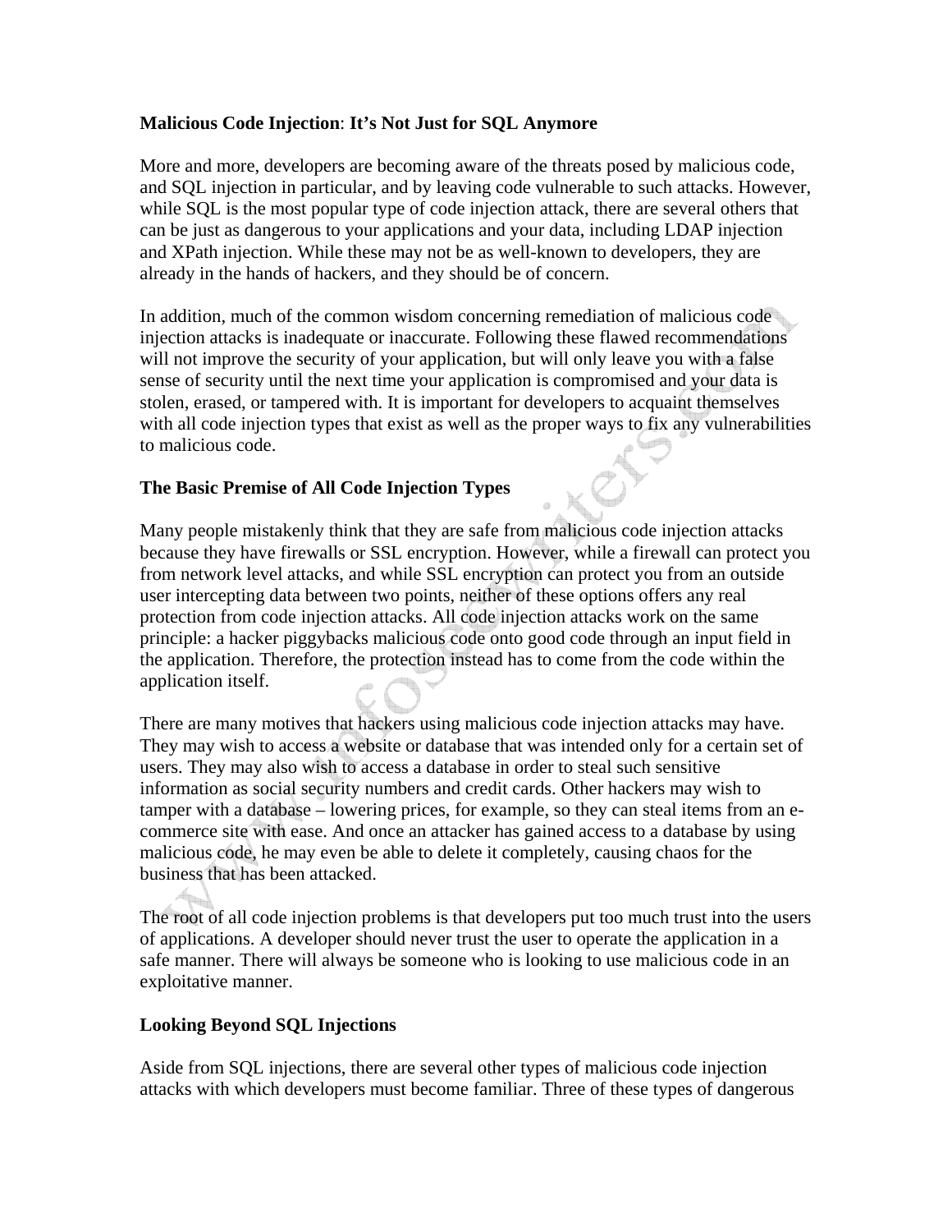**Malicious Code Injection**: **It's Not Just for SQL Anymore**

More and more, developers are becoming aware of the threats posed by malicious code, and SQL injection in particular, and by leaving code vulnerable to such attacks. However, while SQL is the most popular type of code injection attack, there are several others that can be just as dangerous to your applications and your data, including LDAP injection and XPath injection. While these may not be as well-known to developers, they are already in the hands of hackers, and they should be of concern.

In addition, much of the common wisdom concerning remediation of malicious code injection attacks is inadequate or inaccurate. Following these flawed recommendations will not improve the security of your application, but will only leave you with a false sense of security until the next time your application is compromised and your data is stolen, erased, or tampered with. It is important for developers to acquaint themselves with all code injection types that exist as well as the proper ways to fix any vulnerabilities to malicious code.

**The Basic Premise of All Code Injection Types**

Many people mistakenly think that they are safe from malicious code injection attacks because they have firewalls or SSL encryption. However, while a firewall can protect you from network level attacks, and while SSL encryption can protect you from an outside user intercepting data between two points, neither of these options offers any real protection from code injection attacks. All code injection attacks work on the same principle: a hacker piggybacks malicious code onto good code through an input field in the application. Therefore, the protection instead has to come from the code within the application itself.

There are many motives that hackers using malicious code injection attacks may have. They may wish to access a website or database that was intended only for a certain set of users. They may also wish to access a database in order to steal such sensitive information as social security numbers and credit cards. Other hackers may wish to tamper with a database – lowering prices, for example, so they can steal items from an e-commerce site with ease. And once an attacker has gained access to a database by using malicious code, he may even be able to delete it completely, causing chaos for the business that has been attacked.

The root of all code injection problems is that developers put too much trust into the users of applications. A developer should never trust the user to operate the application in a safe manner. There will always be someone who is looking to use malicious code in an exploitative manner.

**Looking Beyond SQL Injections**

Aside from SQL injections, there are several other types of malicious code injection attacks with which developers must become familiar. Three of these types of dangerous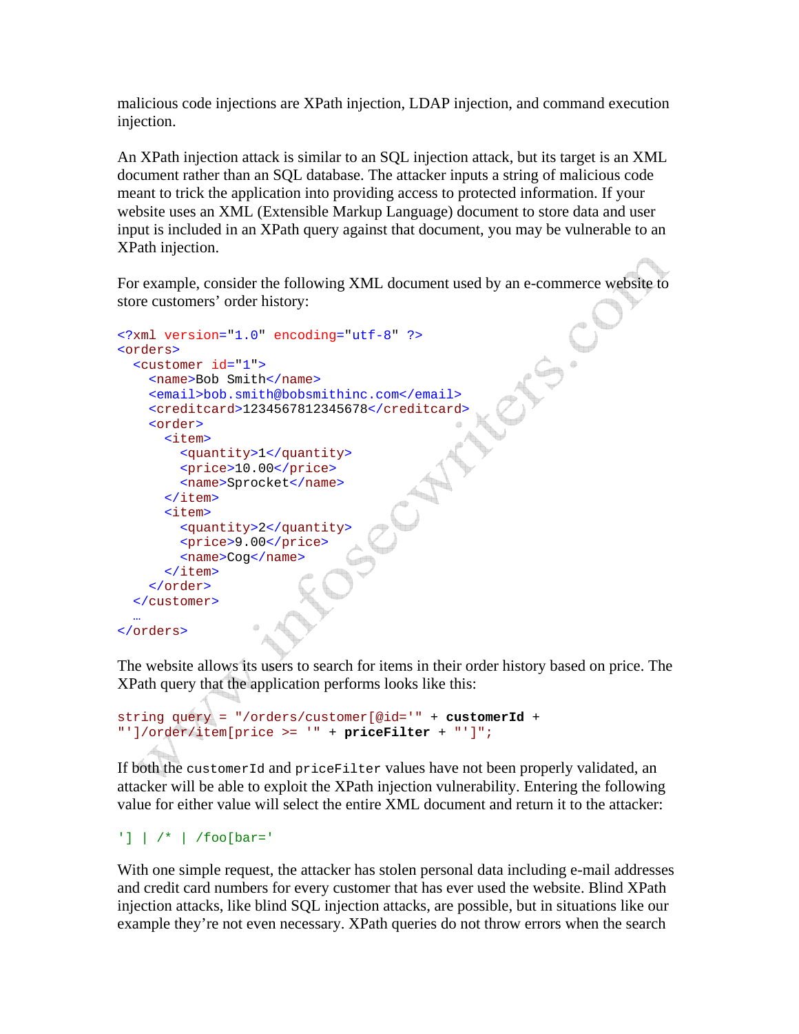malicious code injections are XPath injection, LDAP injection, and command execution injection.

An XPath injection attack is similar to an SQL injection attack, but its target is an XML document rather than an SQL database. The attacker inputs a string of malicious code meant to trick the application into providing access to protected information. If your website uses an XML (Extensible Markup Language) document to store data and user input is included in an XPath query against that document, you may be vulnerable to an XPath injection.

For example, consider the following XML document used by an e-commerce website to store customers' order history:

```
<?xml version="1.0" encoding="utf-8" ?>
<orders>
  <customer id="1">
    <name>Bob Smith</name>
    <email>bob.smith@bobsmithinc.com</email>
    <creditcard>1234567812345678</creditcard>
    <order>
      <item>
        <quantity>1</quantity>
        <price>10.00</price>
        <name>Sprocket</name>
      </item>
      <item>
        <quantity>2</quantity>
        <price>9.00</price>
        <name>Cog</name>
      </item>
    </order>
  </customer>
  …
</orders>
```

The website allows its users to search for items in their order history based on price. The XPath query that the application performs looks like this:

```
string query = "/orders/customer[@id='" + customerId +
"']/order/item[price >= '" + priceFilter + "']";
```

If both the `customerId` and `priceFilter` values have not been properly validated, an attacker will be able to exploit the XPath injection vulnerability. Entering the following value for either value will select the entire XML document and return it to the attacker:

```
'] | /* | /foo[bar='
```

With one simple request, the attacker has stolen personal data including e-mail addresses and credit card numbers for every customer that has ever used the website. Blind XPath injection attacks, like blind SQL injection attacks, are possible, but in situations like our example they're not even necessary. XPath queries do not throw errors when the search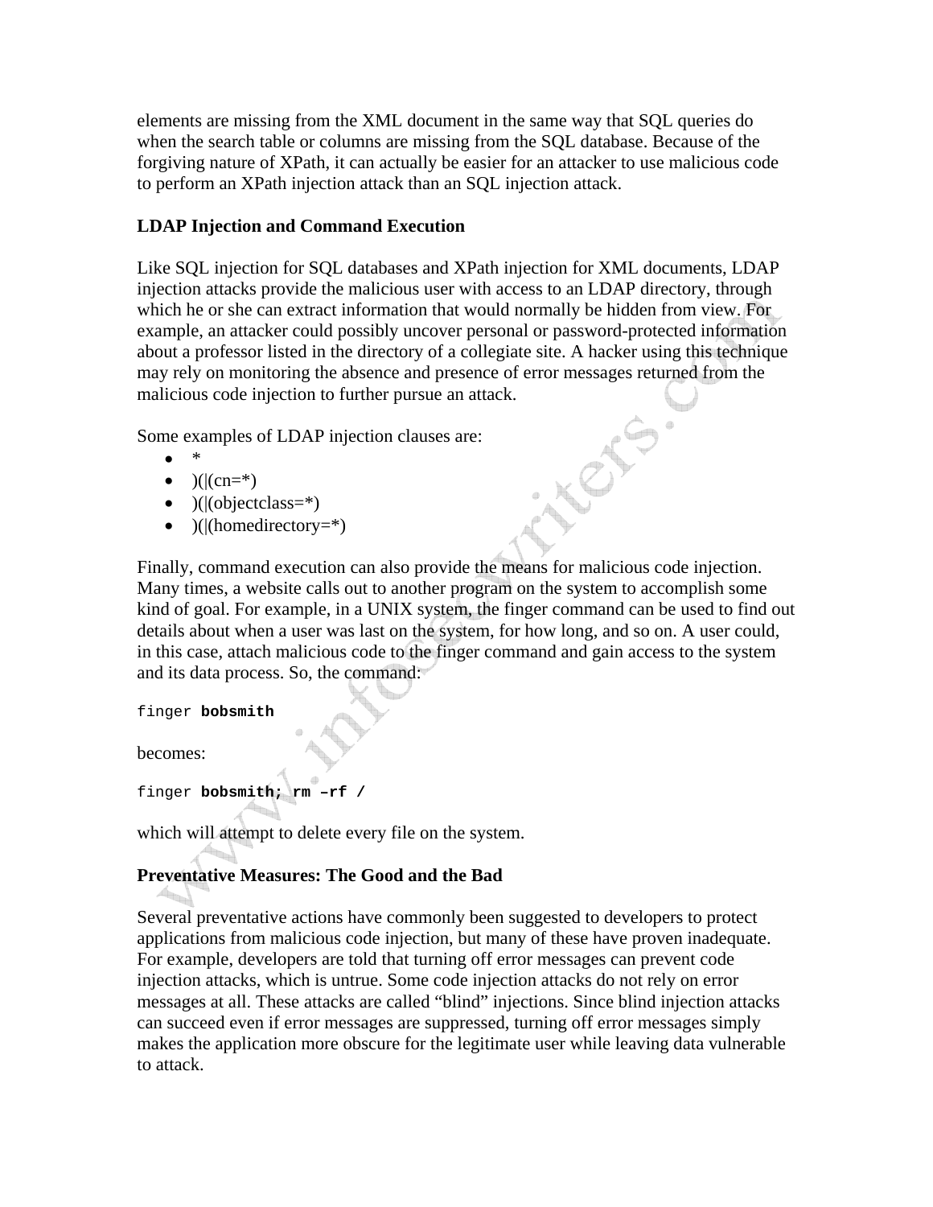elements are missing from the XML document in the same way that SQL queries do when the search table or columns are missing from the SQL database. Because of the forgiving nature of XPath, it can actually be easier for an attacker to use malicious code to perform an XPath injection attack than an SQL injection attack.

**LDAP Injection and Command Execution**

Like SQL injection for SQL databases and XPath injection for XML documents, LDAP injection attacks provide the malicious user with access to an LDAP directory, through which he or she can extract information that would normally be hidden from view. For example, an attacker could possibly uncover personal or password-protected information about a professor listed in the directory of a collegiate site. A hacker using this technique may rely on monitoring the absence and presence of error messages returned from the malicious code injection to further pursue an attack.

Some examples of LDAP injection clauses are:

- *
- )(|(cn=*)
- )(|(objectclass=*)
- )(|(homedirectory=*)

Finally, command execution can also provide the means for malicious code injection. Many times, a website calls out to another program on the system to accomplish some kind of goal. For example, in a UNIX system, the finger command can be used to find out details about when a user was last on the system, for how long, and so on. A user could, in this case, attach malicious code to the finger command and gain access to the system and its data process. So, the command:

```
finger bobsmith
```

becomes:

```
finger bobsmith; rm –rf /
```

which will attempt to delete every file on the system.

**Preventative Measures: The Good and the Bad**

Several preventative actions have commonly been suggested to developers to protect applications from malicious code injection, but many of these have proven inadequate. For example, developers are told that turning off error messages can prevent code injection attacks, which is untrue. Some code injection attacks do not rely on error messages at all. These attacks are called "blind" injections. Since blind injection attacks can succeed even if error messages are suppressed, turning off error messages simply makes the application more obscure for the legitimate user while leaving data vulnerable to attack.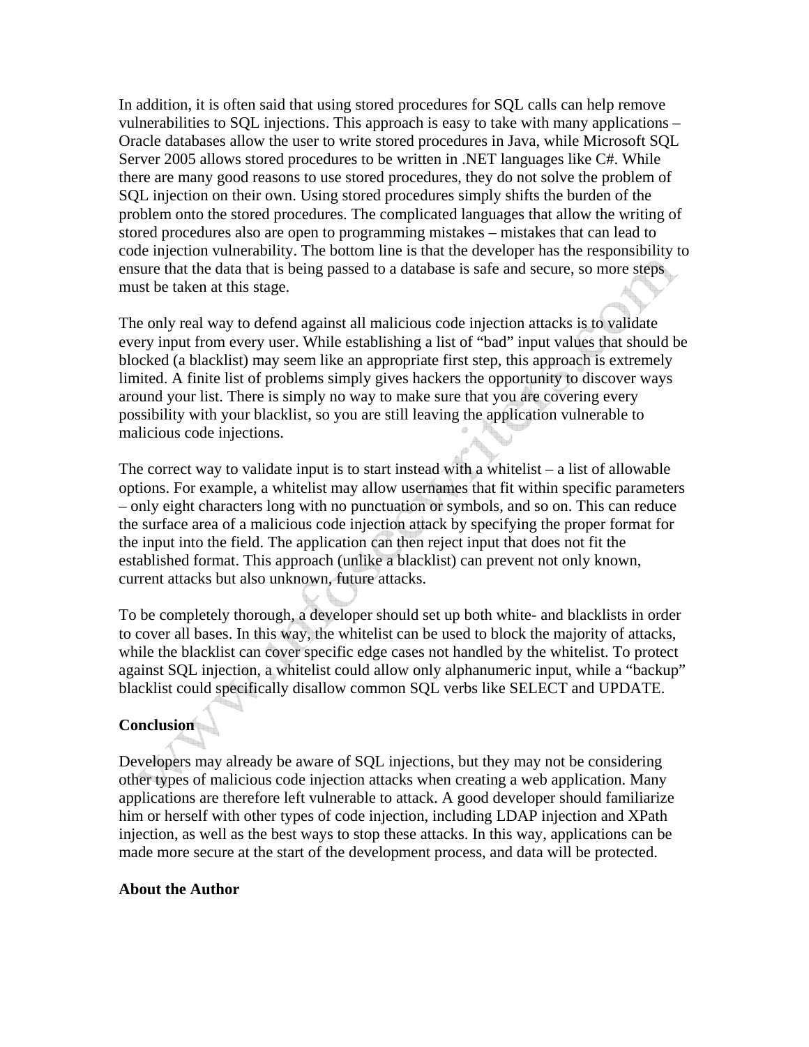In addition, it is often said that using stored procedures for SQL calls can help remove vulnerabilities to SQL injections. This approach is easy to take with many applications – Oracle databases allow the user to write stored procedures in Java, while Microsoft SQL Server 2005 allows stored procedures to be written in .NET languages like C#. While there are many good reasons to use stored procedures, they do not solve the problem of SQL injection on their own. Using stored procedures simply shifts the burden of the problem onto the stored procedures. The complicated languages that allow the writing of stored procedures also are open to programming mistakes – mistakes that can lead to code injection vulnerability. The bottom line is that the developer has the responsibility to ensure that the data that is being passed to a database is safe and secure, so more steps must be taken at this stage.

The only real way to defend against all malicious code injection attacks is to validate every input from every user. While establishing a list of "bad" input values that should be blocked (a blacklist) may seem like an appropriate first step, this approach is extremely limited. A finite list of problems simply gives hackers the opportunity to discover ways around your list. There is simply no way to make sure that you are covering every possibility with your blacklist, so you are still leaving the application vulnerable to malicious code injections.

The correct way to validate input is to start instead with a whitelist – a list of allowable options. For example, a whitelist may allow usernames that fit within specific parameters – only eight characters long with no punctuation or symbols, and so on. This can reduce the surface area of a malicious code injection attack by specifying the proper format for the input into the field. The application can then reject input that does not fit the established format. This approach (unlike a blacklist) can prevent not only known, current attacks but also unknown, future attacks.

To be completely thorough, a developer should set up both white- and blacklists in order to cover all bases. In this way, the whitelist can be used to block the majority of attacks, while the blacklist can cover specific edge cases not handled by the whitelist. To protect against SQL injection, a whitelist could allow only alphanumeric input, while a "backup" blacklist could specifically disallow common SQL verbs like SELECT and UPDATE.

**Conclusion**

Developers may already be aware of SQL injections, but they may not be considering other types of malicious code injection attacks when creating a web application. Many applications are therefore left vulnerable to attack. A good developer should familiarize him or herself with other types of code injection, including LDAP injection and XPath injection, as well as the best ways to stop these attacks. In this way, applications can be made more secure at the start of the development process, and data will be protected.

**About the Author**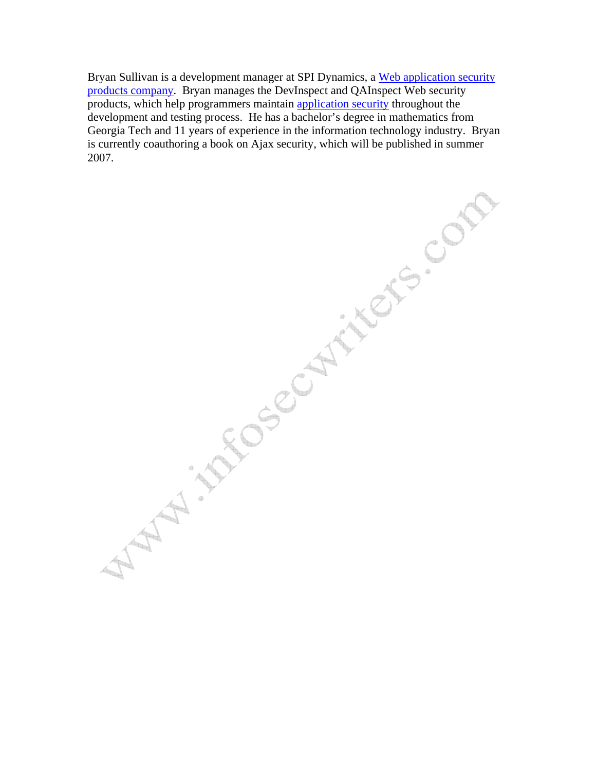Bryan Sullivan is a development manager at SPI Dynamics, a Web application security products company. Bryan manages the DevInspect and QAInspect Web security products, which help programmers maintain application security throughout the development and testing process. He has a bachelor's degree in mathematics from Georgia Tech and 11 years of experience in the information technology industry. Bryan is currently coauthoring a book on Ajax security, which will be published in summer 2007.